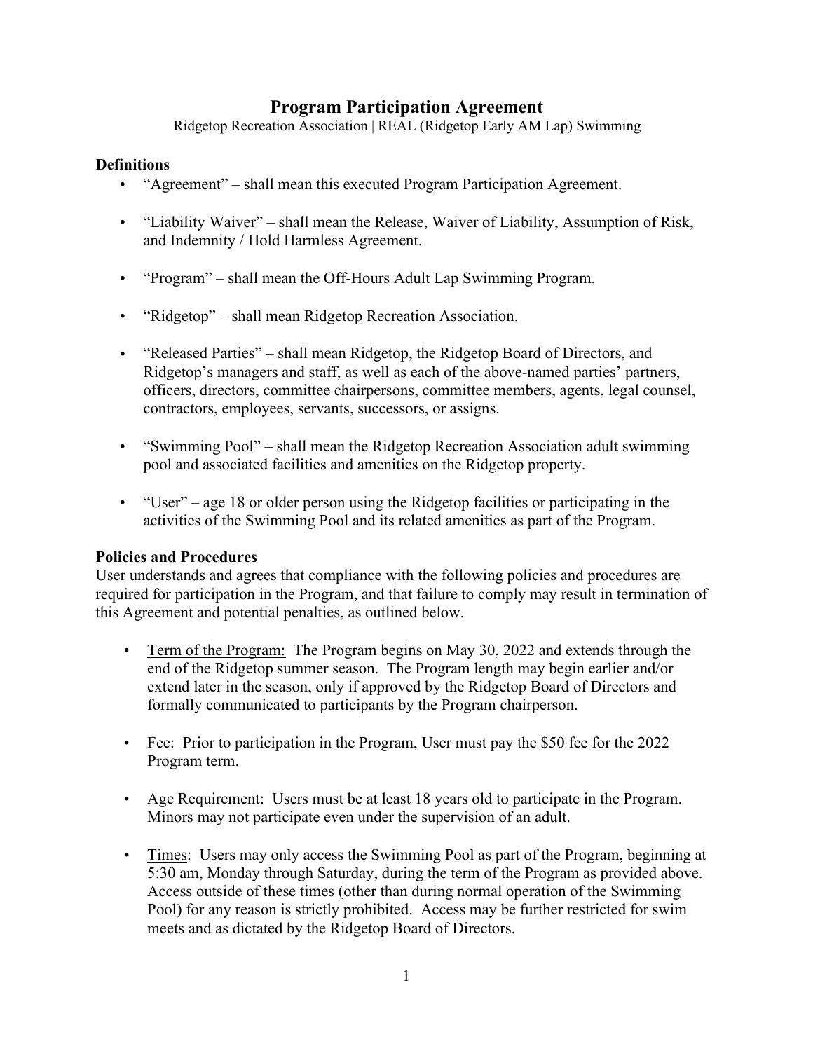# Program Participation Agreement

Ridgetop Recreation Association | REAL (Ridgetop Early AM Lap) Swimming

## Definitions

- "Agreement" – shall mean this executed Program Participation Agreement.
- "Liability Waiver" – shall mean the Release, Waiver of Liability, Assumption of Risk, and Indemnity / Hold Harmless Agreement.
- "Program" – shall mean the Off-Hours Adult Lap Swimming Program.
- "Ridgetop" – shall mean Ridgetop Recreation Association.
- "Released Parties" – shall mean Ridgetop, the Ridgetop Board of Directors, and Ridgetop's managers and staff, as well as each of the above-named parties' partners, officers, directors, committee chairpersons, committee members, agents, legal counsel, contractors, employees, servants, successors, or assigns.
- "Swimming Pool" – shall mean the Ridgetop Recreation Association adult swimming pool and associated facilities and amenities on the Ridgetop property.
- "User" – age 18 or older person using the Ridgetop facilities or participating in the activities of the Swimming Pool and its related amenities as part of the Program.

## Policies and Procedures

User understands and agrees that compliance with the following policies and procedures are required for participation in the Program, and that failure to comply may result in termination of this Agreement and potential penalties, as outlined below.

- Term of the Program: The Program begins on May 30, 2022 and extends through the end of the Ridgetop summer season. The Program length may begin earlier and/or extend later in the season, only if approved by the Ridgetop Board of Directors and formally communicated to participants by the Program chairperson.
- Fee: Prior to participation in the Program, User must pay the $50 fee for the 2022 Program term.
- Age Requirement: Users must be at least 18 years old to participate in the Program. Minors may not participate even under the supervision of an adult.
- Times: Users may only access the Swimming Pool as part of the Program, beginning at 5:30 am, Monday through Saturday, during the term of the Program as provided above. Access outside of these times (other than during normal operation of the Swimming Pool) for any reason is strictly prohibited. Access may be further restricted for swim meets and as dictated by the Ridgetop Board of Directors.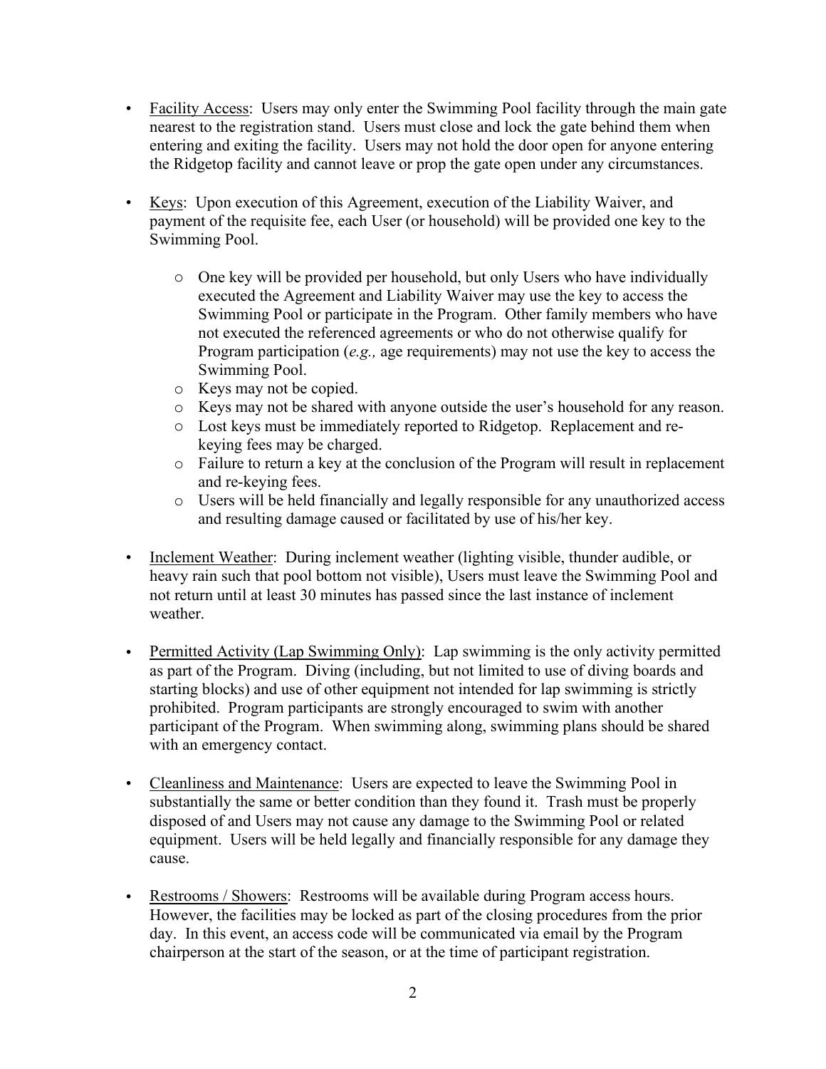- <u>Facility Access</u>: Users may only enter the Swimming Pool facility through the main gate nearest to the registration stand. Users must close and lock the gate behind them when entering and exiting the facility. Users may not hold the door open for anyone entering the Ridgetop facility and cannot leave or prop the gate open under any circumstances.

- <u>Keys</u>: Upon execution of this Agreement, execution of the Liability Waiver, and payment of the requisite fee, each User (or household) will be provided one key to the Swimming Pool.

  - One key will be provided per household, but only Users who have individually executed the Agreement and Liability Waiver may use the key to access the Swimming Pool or participate in the Program. Other family members who have not executed the referenced agreements or who do not otherwise qualify for Program participation (*e.g.,* age requirements) may not use the key to access the Swimming Pool.
  - Keys may not be copied.
  - Keys may not be shared with anyone outside the user's household for any reason.
  - Lost keys must be immediately reported to Ridgetop. Replacement and re-keying fees may be charged.
  - Failure to return a key at the conclusion of the Program will result in replacement and re-keying fees.
  - Users will be held financially and legally responsible for any unauthorized access and resulting damage caused or facilitated by use of his/her key.

- <u>Inclement Weather</u>: During inclement weather (lighting visible, thunder audible, or heavy rain such that pool bottom not visible), Users must leave the Swimming Pool and not return until at least 30 minutes has passed since the last instance of inclement weather.

- <u>Permitted Activity (Lap Swimming Only)</u>: Lap swimming is the only activity permitted as part of the Program. Diving (including, but not limited to use of diving boards and starting blocks) and use of other equipment not intended for lap swimming is strictly prohibited. Program participants are strongly encouraged to swim with another participant of the Program. When swimming along, swimming plans should be shared with an emergency contact.

- <u>Cleanliness and Maintenance</u>: Users are expected to leave the Swimming Pool in substantially the same or better condition than they found it. Trash must be properly disposed of and Users may not cause any damage to the Swimming Pool or related equipment. Users will be held legally and financially responsible for any damage they cause.

- <u>Restrooms / Showers</u>: Restrooms will be available during Program access hours. However, the facilities may be locked as part of the closing procedures from the prior day. In this event, an access code will be communicated via email by the Program chairperson at the start of the season, or at the time of participant registration.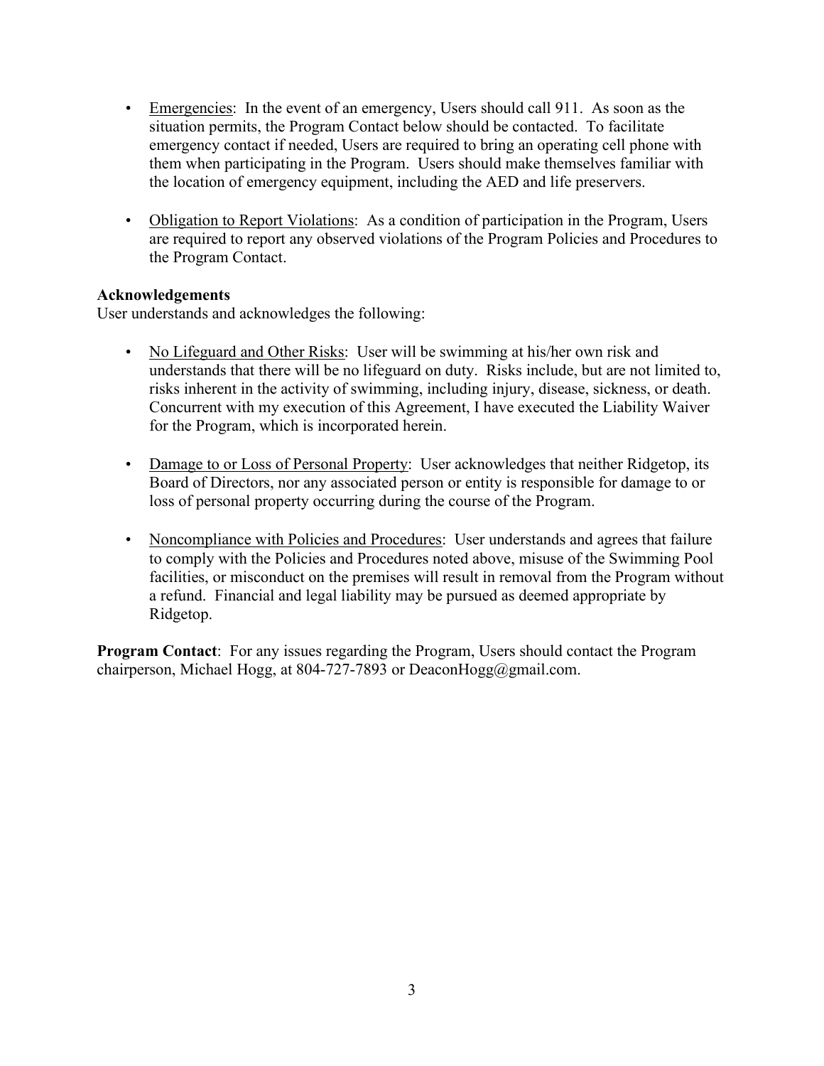- Emergencies: In the event of an emergency, Users should call 911. As soon as the situation permits, the Program Contact below should be contacted. To facilitate emergency contact if needed, Users are required to bring an operating cell phone with them when participating in the Program. Users should make themselves familiar with the location of emergency equipment, including the AED and life preservers.

- Obligation to Report Violations: As a condition of participation in the Program, Users are required to report any observed violations of the Program Policies and Procedures to the Program Contact.

**Acknowledgements**
User understands and acknowledges the following:

- No Lifeguard and Other Risks: User will be swimming at his/her own risk and understands that there will be no lifeguard on duty. Risks include, but are not limited to, risks inherent in the activity of swimming, including injury, disease, sickness, or death. Concurrent with my execution of this Agreement, I have executed the Liability Waiver for the Program, which is incorporated herein.

- Damage to or Loss of Personal Property: User acknowledges that neither Ridgetop, its Board of Directors, nor any associated person or entity is responsible for damage to or loss of personal property occurring during the course of the Program.

- Noncompliance with Policies and Procedures: User understands and agrees that failure to comply with the Policies and Procedures noted above, misuse of the Swimming Pool facilities, or misconduct on the premises will result in removal from the Program without a refund. Financial and legal liability may be pursued as deemed appropriate by Ridgetop.

**Program Contact**: For any issues regarding the Program, Users should contact the Program chairperson, Michael Hogg, at 804-727-7893 or DeaconHogg@gmail.com.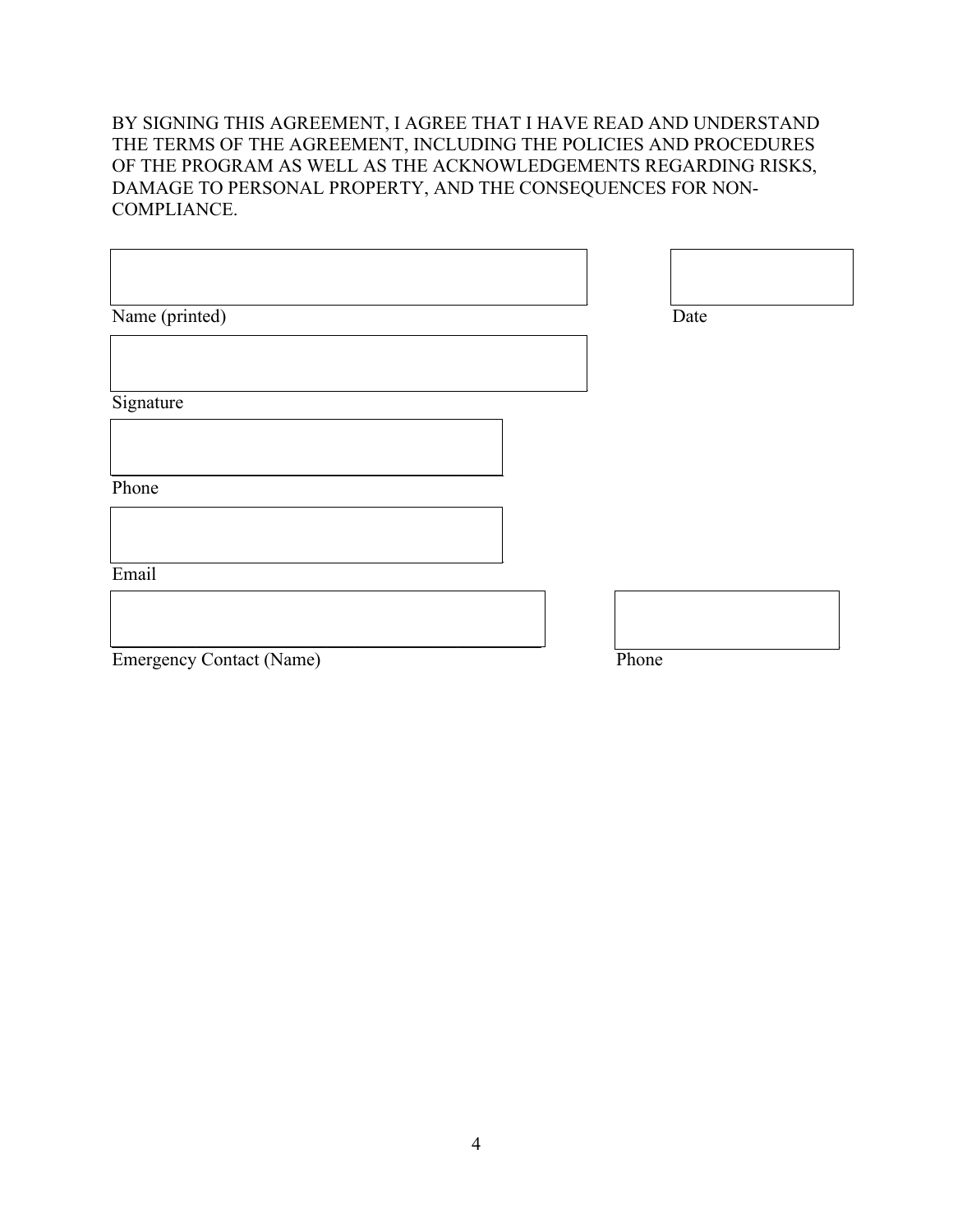BY SIGNING THIS AGREEMENT, I AGREE THAT I HAVE READ AND UNDERSTAND THE TERMS OF THE AGREEMENT, INCLUDING THE POLICIES AND PROCEDURES OF THE PROGRAM AS WELL AS THE ACKNOWLEDGEMENTS REGARDING RISKS, DAMAGE TO PERSONAL PROPERTY, AND THE CONSEQUENCES FOR NON-COMPLIANCE.

Name (printed)

Date

Signature

Phone

Email

Emergency Contact (Name)

Phone